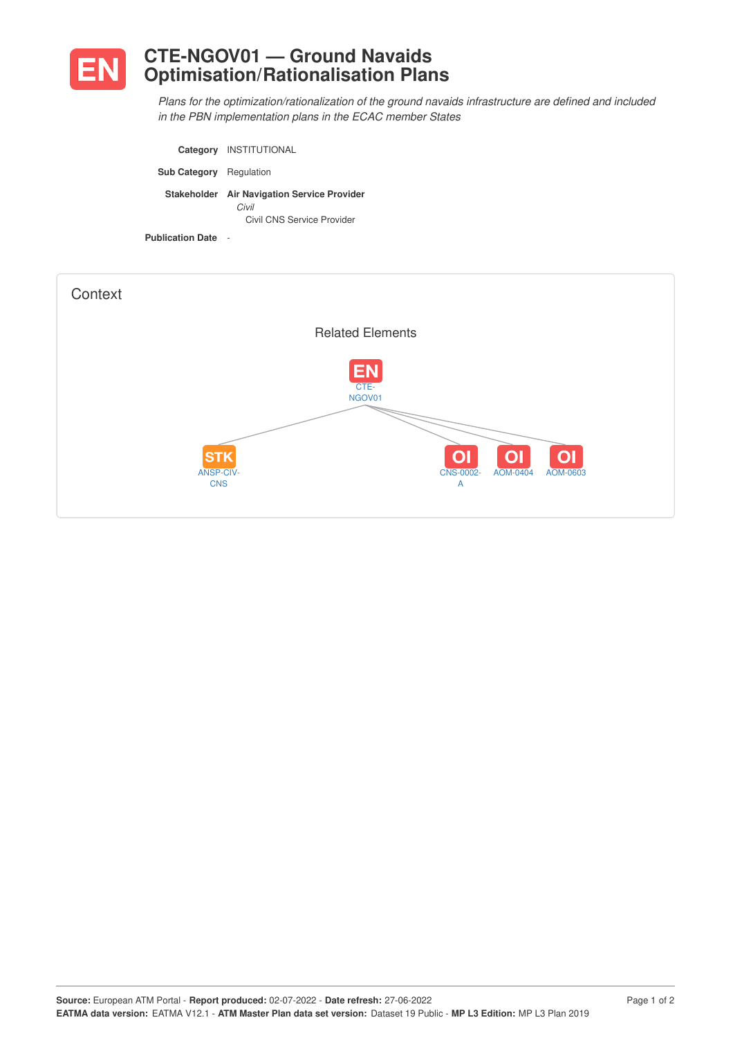# EN CTE-NGOV01 — Ground Navaids Optimisation/Rationalisation Plans

*Plans for the optimization/rationalization of the ground navaids infrastructure are defined and included in the PBN implementation plans in the ECAC member States*

**Category** INSTITUTIONAL

**Sub Category** Regulation

**Stakeholder** **Air Navigation Service Provider**
*Civil*
Civil CNS Service Provider

**Publication Date** -

## Context

Related Elements

EN CTE-NGOV01

STK ANSP-CIV-CNS

OI CNS-0002-A

OI AOM-0404

OI AOM-0603

**Source:** European ATM Portal - **Report produced:** 02-07-2022 - **Date refresh:** 27-06-2022
**EATMA data version:** EATMA V12.1 - **ATM Master Plan data set version:** Dataset 19 Public - **MP L3 Edition:** MP L3 Plan 2019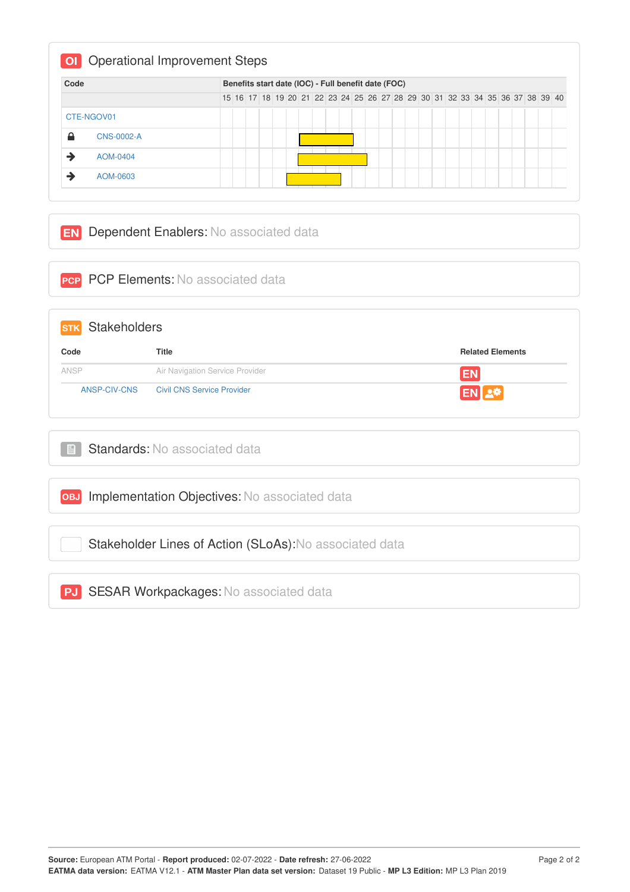## OI Operational Improvement Steps

| Code | Benefits start date (IOC) - Full benefit date (FOC) |
|---|---|
| | 15 16 17 18 19 20 21 22 23 24 25 26 27 28 29 30 31 32 33 34 35 36 37 38 39 40 |
| CTE-NGOV01 | |
| CNS-0002-A | |
| AOM-0404 | |
| AOM-0603 | |

## EN Dependent Enablers: No associated data

## PCP PCP Elements: No associated data

## STK Stakeholders

| Code | Title | Related Elements |
|---|---|---|
| ANSP | Air Navigation Service Provider | EN |
| ANSP-CIV-CNS | Civil CNS Service Provider | EN |

## Standards: No associated data

## OBJ Implementation Objectives: No associated data

## Stakeholder Lines of Action (SLoAs): No associated data

## PJ SESAR Workpackages: No associated data

**Source:** European ATM Portal - **Report produced:** 02-07-2022 - **Date refresh:** 27-06-2022
**EATMA data version:** EATMA V12.1 - **ATM Master Plan data set version:** Dataset 19 Public - **MP L3 Edition:** MP L3 Plan 2019